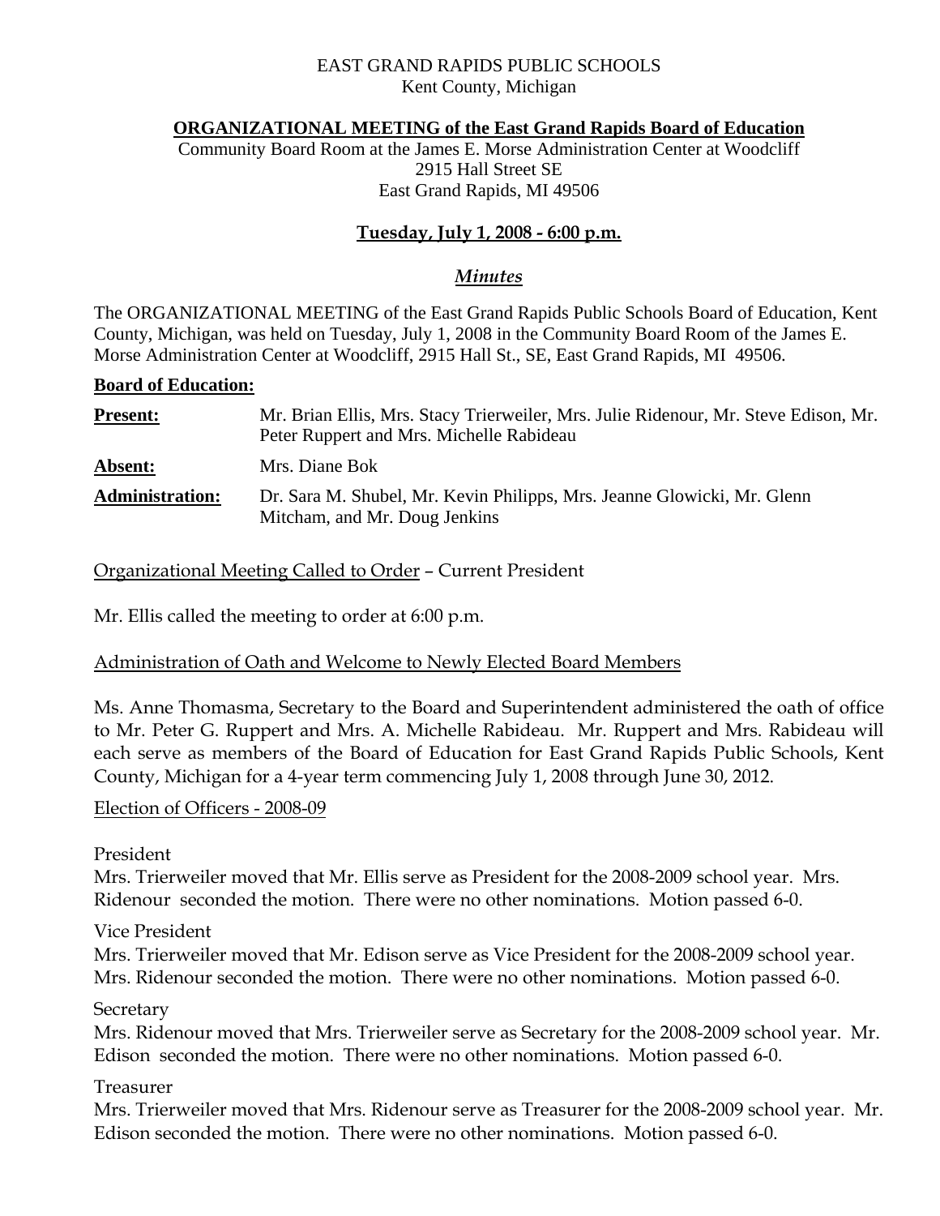EAST GRAND RAPIDS PUBLIC SCHOOLS
Kent County, Michigan

**ORGANIZATIONAL MEETING of the East Grand Rapids Board of Education**
Community Board Room at the James E. Morse Administration Center at Woodcliff
2915 Hall Street SE
East Grand Rapids, MI 49506

**Tuesday, July 1, 2008 - 6:00 p.m.**

*Minutes*

The ORGANIZATIONAL MEETING of the East Grand Rapids Public Schools Board of Education, Kent County, Michigan, was held on Tuesday, July 1, 2008 in the Community Board Room of the James E. Morse Administration Center at Woodcliff, 2915 Hall St., SE, East Grand Rapids, MI 49506.

**Board of Education:**

**Present:** Mr. Brian Ellis, Mrs. Stacy Trierweiler, Mrs. Julie Ridenour, Mr. Steve Edison, Mr. Peter Ruppert and Mrs. Michelle Rabideau

**Absent:** Mrs. Diane Bok

**Administration:** Dr. Sara M. Shubel, Mr. Kevin Philipps, Mrs. Jeanne Glowicki, Mr. Glenn Mitcham, and Mr. Doug Jenkins

Organizational Meeting Called to Order – Current President

Mr. Ellis called the meeting to order at 6:00 p.m.

Administration of Oath and Welcome to Newly Elected Board Members

Ms. Anne Thomasma, Secretary to the Board and Superintendent administered the oath of office to Mr. Peter G. Ruppert and Mrs. A. Michelle Rabideau. Mr. Ruppert and Mrs. Rabideau will each serve as members of the Board of Education for East Grand Rapids Public Schools, Kent County, Michigan for a 4-year term commencing July 1, 2008 through June 30, 2012.

Election of Officers - 2008-09

President
Mrs. Trierweiler moved that Mr. Ellis serve as President for the 2008-2009 school year. Mrs. Ridenour seconded the motion. There were no other nominations. Motion passed 6-0.

Vice President
Mrs. Trierweiler moved that Mr. Edison serve as Vice President for the 2008-2009 school year. Mrs. Ridenour seconded the motion. There were no other nominations. Motion passed 6-0.

Secretary
Mrs. Ridenour moved that Mrs. Trierweiler serve as Secretary for the 2008-2009 school year. Mr. Edison seconded the motion. There were no other nominations. Motion passed 6-0.

Treasurer
Mrs. Trierweiler moved that Mrs. Ridenour serve as Treasurer for the 2008-2009 school year. Mr. Edison seconded the motion. There were no other nominations. Motion passed 6-0.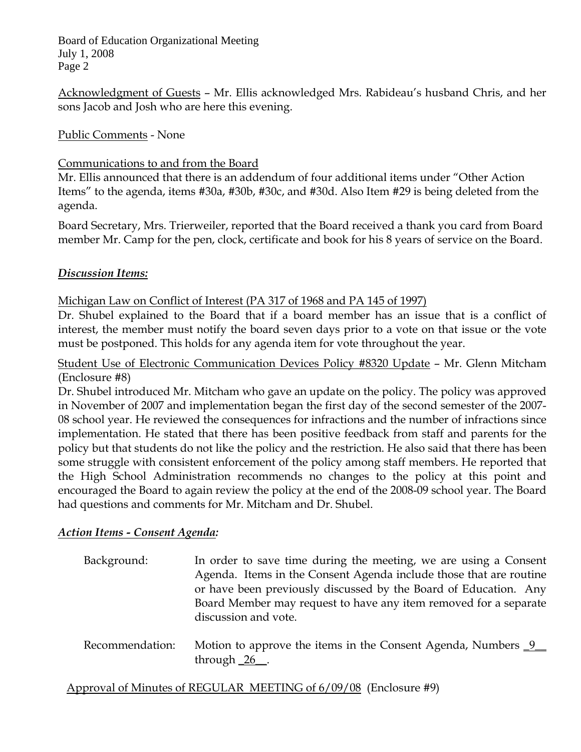Acknowledgment of Guests – Mr. Ellis acknowledged Mrs. Rabideau's husband Chris, and her sons Jacob and Josh who are here this evening.

Public Comments - None

Communications to and from the Board

Mr. Ellis announced that there is an addendum of four additional items under "Other Action Items" to the agenda, items #30a, #30b, #30c, and #30d. Also Item #29 is being deleted from the agenda.

Board Secretary, Mrs. Trierweiler, reported that the Board received a thank you card from Board member Mr. Camp for the pen, clock, certificate and book for his 8 years of service on the Board.

***Discussion Items:***

Michigan Law on Conflict of Interest (PA 317 of 1968 and PA 145 of 1997)

Dr. Shubel explained to the Board that if a board member has an issue that is a conflict of interest, the member must notify the board seven days prior to a vote on that issue or the vote must be postponed. This holds for any agenda item for vote throughout the year.

Student Use of Electronic Communication Devices Policy #8320 Update – Mr. Glenn Mitcham (Enclosure #8)

Dr. Shubel introduced Mr. Mitcham who gave an update on the policy. The policy was approved in November of 2007 and implementation began the first day of the second semester of the 2007-08 school year. He reviewed the consequences for infractions and the number of infractions since implementation. He stated that there has been positive feedback from staff and parents for the policy but that students do not like the policy and the restriction. He also said that there has been some struggle with consistent enforcement of the policy among staff members. He reported that the High School Administration recommends no changes to the policy at this point and encouraged the Board to again review the policy at the end of the 2008-09 school year. The Board had questions and comments for Mr. Mitcham and Dr. Shubel.

***Action Items - Consent Agenda:***

Background: In order to save time during the meeting, we are using a Consent Agenda. Items in the Consent Agenda include those that are routine or have been previously discussed by the Board of Education. Any Board Member may request to have any item removed for a separate discussion and vote.

Recommendation: Motion to approve the items in the Consent Agenda, Numbers _9__ through _26__.

Approval of Minutes of REGULAR MEETING of 6/09/08 (Enclosure #9)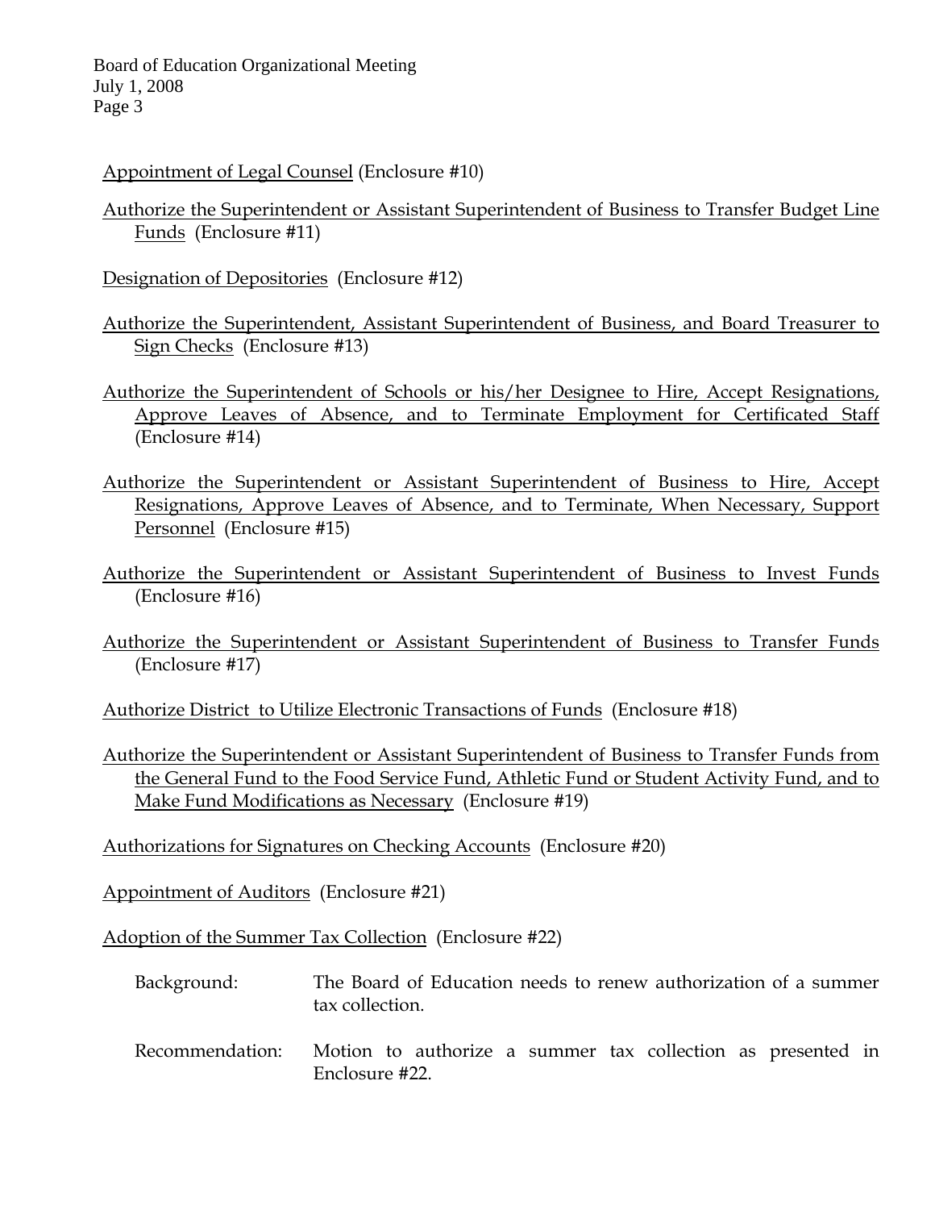Appointment of Legal Counsel (Enclosure #10)

Authorize the Superintendent or Assistant Superintendent of Business to Transfer Budget Line Funds (Enclosure #11)

Designation of Depositories (Enclosure #12)

Authorize the Superintendent, Assistant Superintendent of Business, and Board Treasurer to Sign Checks (Enclosure #13)

Authorize the Superintendent of Schools or his/her Designee to Hire, Accept Resignations, Approve Leaves of Absence, and to Terminate Employment for Certificated Staff (Enclosure #14)

Authorize the Superintendent or Assistant Superintendent of Business to Hire, Accept Resignations, Approve Leaves of Absence, and to Terminate, When Necessary, Support Personnel (Enclosure #15)

Authorize the Superintendent or Assistant Superintendent of Business to Invest Funds (Enclosure #16)

Authorize the Superintendent or Assistant Superintendent of Business to Transfer Funds (Enclosure #17)

Authorize District to Utilize Electronic Transactions of Funds (Enclosure #18)

Authorize the Superintendent or Assistant Superintendent of Business to Transfer Funds from the General Fund to the Food Service Fund, Athletic Fund or Student Activity Fund, and to Make Fund Modifications as Necessary (Enclosure #19)

Authorizations for Signatures on Checking Accounts (Enclosure #20)

Appointment of Auditors (Enclosure #21)

Adoption of the Summer Tax Collection (Enclosure #22)

Background: The Board of Education needs to renew authorization of a summer tax collection.

Recommendation: Motion to authorize a summer tax collection as presented in Enclosure #22.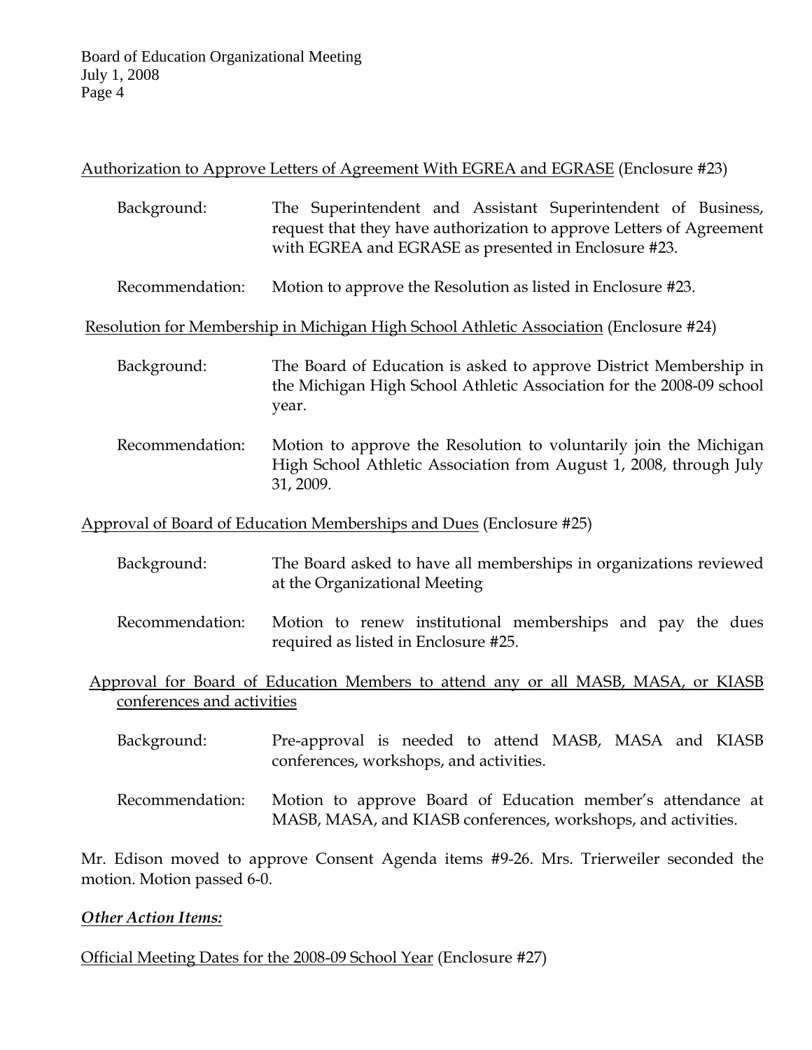Authorization to Approve Letters of Agreement With EGREA and EGRASE (Enclosure #23)

Background: The Superintendent and Assistant Superintendent of Business, request that they have authorization to approve Letters of Agreement with EGREA and EGRASE as presented in Enclosure #23.

Recommendation: Motion to approve the Resolution as listed in Enclosure #23.

Resolution for Membership in Michigan High School Athletic Association (Enclosure #24)

Background: The Board of Education is asked to approve District Membership in the Michigan High School Athletic Association for the 2008-09 school year.

Recommendation: Motion to approve the Resolution to voluntarily join the Michigan High School Athletic Association from August 1, 2008, through July 31, 2009.

Approval of Board of Education Memberships and Dues (Enclosure #25)

Background: The Board asked to have all memberships in organizations reviewed at the Organizational Meeting

Recommendation: Motion to renew institutional memberships and pay the dues required as listed in Enclosure #25.

Approval for Board of Education Members to attend any or all MASB, MASA, or KIASB conferences and activities

Background: Pre-approval is needed to attend MASB, MASA and KIASB conferences, workshops, and activities.

Recommendation: Motion to approve Board of Education member's attendance at MASB, MASA, and KIASB conferences, workshops, and activities.

Mr. Edison moved to approve Consent Agenda items #9-26. Mrs. Trierweiler seconded the motion. Motion passed 6-0.

***Other Action Items:***

Official Meeting Dates for the 2008-09 School Year (Enclosure #27)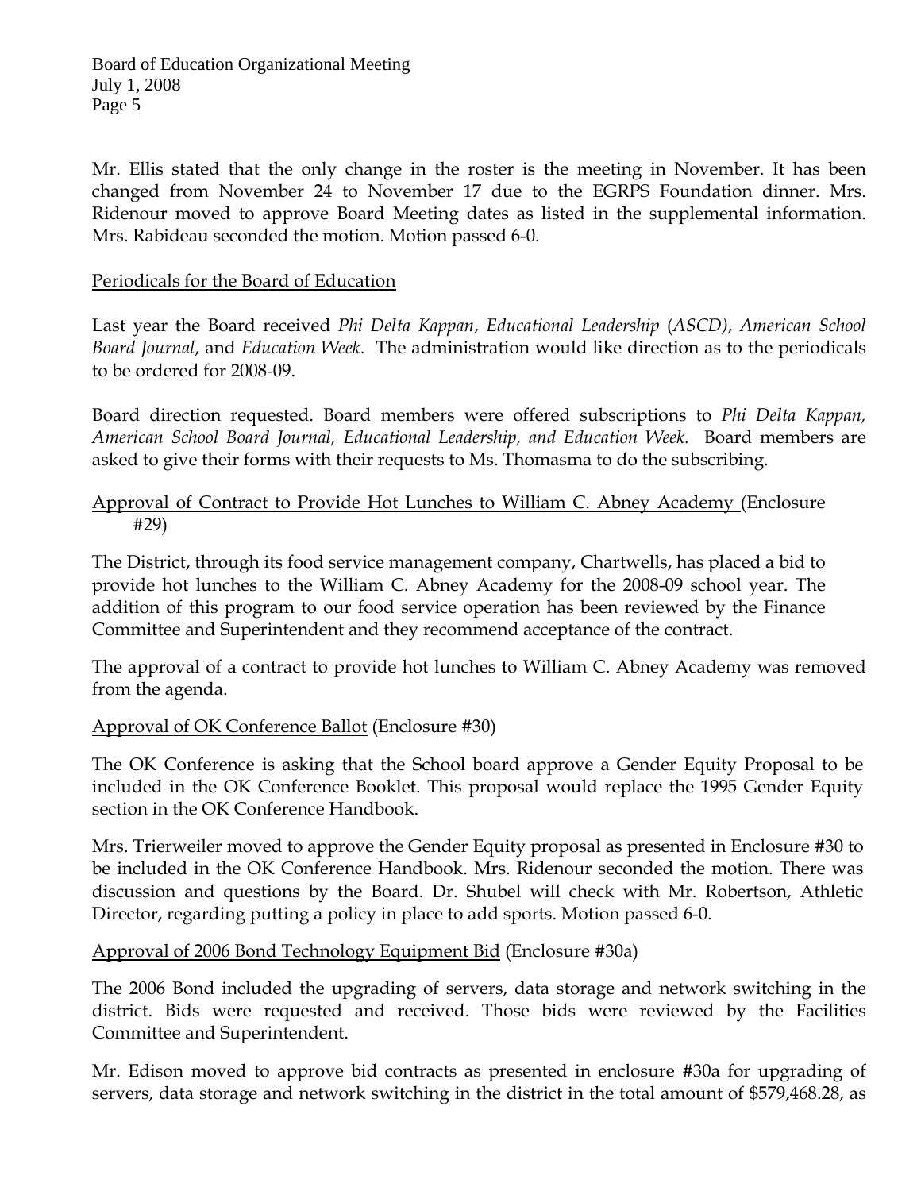Mr. Ellis stated that the only change in the roster is the meeting in November. It has been changed from November 24 to November 17 due to the EGRPS Foundation dinner. Mrs. Ridenour moved to approve Board Meeting dates as listed in the supplemental information. Mrs. Rabideau seconded the motion. Motion passed 6-0.

Periodicals for the Board of Education

Last year the Board received *Phi Delta Kappan*, *Educational Leadership* (*ASCD)*, *American School Board Journal*, and *Education Week*. The administration would like direction as to the periodicals to be ordered for 2008-09.

Board direction requested. Board members were offered subscriptions to *Phi Delta Kappan, American School Board Journal, Educational Leadership, and Education Week.* Board members are asked to give their forms with their requests to Ms. Thomasma to do the subscribing.

Approval of Contract to Provide Hot Lunches to William C. Abney Academy (Enclosure #29)

The District, through its food service management company, Chartwells, has placed a bid to provide hot lunches to the William C. Abney Academy for the 2008-09 school year. The addition of this program to our food service operation has been reviewed by the Finance Committee and Superintendent and they recommend acceptance of the contract.

The approval of a contract to provide hot lunches to William C. Abney Academy was removed from the agenda.

Approval of OK Conference Ballot (Enclosure #30)

The OK Conference is asking that the School board approve a Gender Equity Proposal to be included in the OK Conference Booklet. This proposal would replace the 1995 Gender Equity section in the OK Conference Handbook.

Mrs. Trierweiler moved to approve the Gender Equity proposal as presented in Enclosure #30 to be included in the OK Conference Handbook. Mrs. Ridenour seconded the motion. There was discussion and questions by the Board. Dr. Shubel will check with Mr. Robertson, Athletic Director, regarding putting a policy in place to add sports. Motion passed 6-0.

Approval of 2006 Bond Technology Equipment Bid (Enclosure #30a)

The 2006 Bond included the upgrading of servers, data storage and network switching in the district. Bids were requested and received. Those bids were reviewed by the Facilities Committee and Superintendent.

Mr. Edison moved to approve bid contracts as presented in enclosure #30a for upgrading of servers, data storage and network switching in the district in the total amount of $579,468.28, as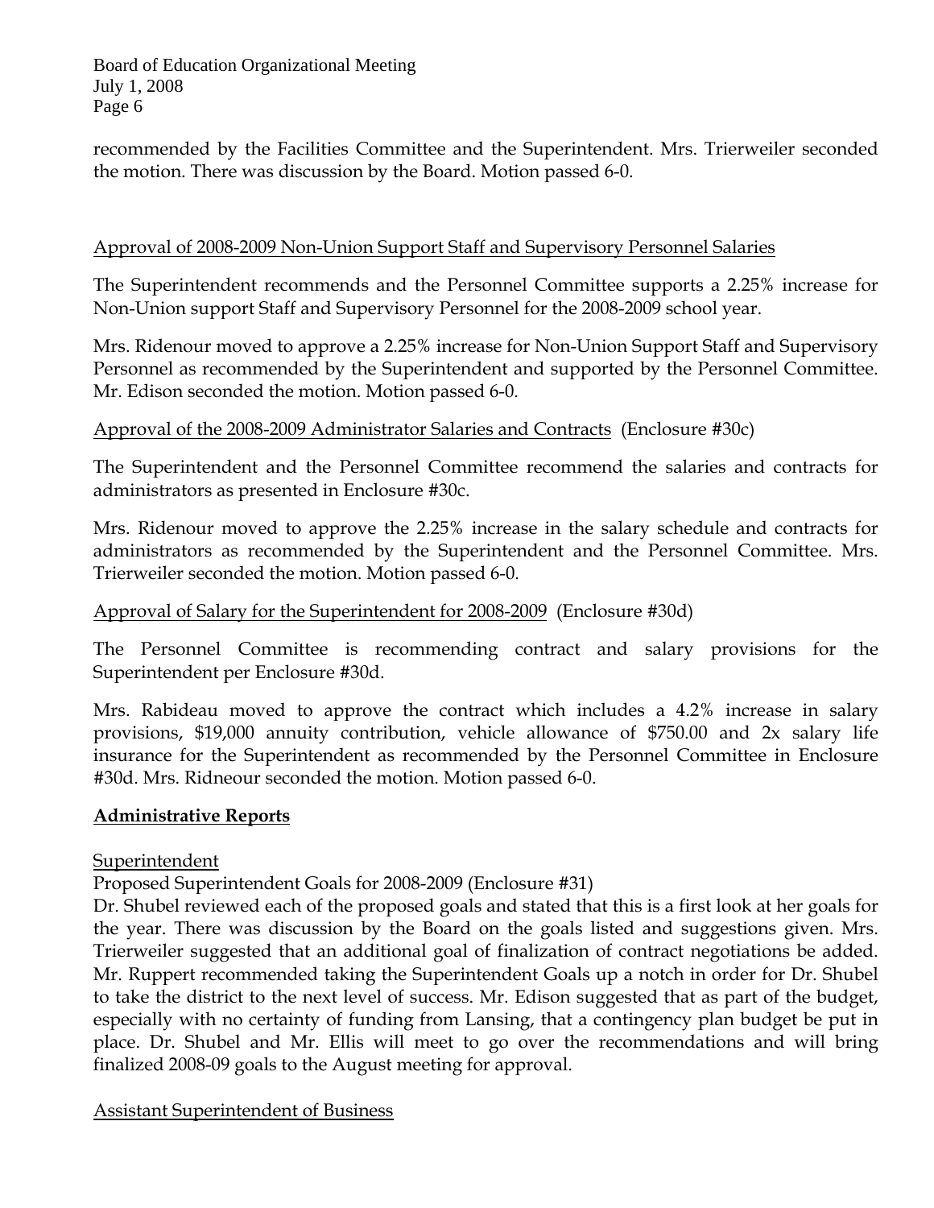recommended by the Facilities Committee and the Superintendent. Mrs. Trierweiler seconded the motion. There was discussion by the Board. Motion passed 6-0.

Approval of 2008-2009 Non-Union Support Staff and Supervisory Personnel Salaries

The Superintendent recommends and the Personnel Committee supports a 2.25% increase for Non-Union support Staff and Supervisory Personnel for the 2008-2009 school year.

Mrs. Ridenour moved to approve a 2.25% increase for Non-Union Support Staff and Supervisory Personnel as recommended by the Superintendent and supported by the Personnel Committee. Mr. Edison seconded the motion. Motion passed 6-0.

Approval of the 2008-2009 Administrator Salaries and Contracts (Enclosure #30c)

The Superintendent and the Personnel Committee recommend the salaries and contracts for administrators as presented in Enclosure #30c.

Mrs. Ridenour moved to approve the 2.25% increase in the salary schedule and contracts for administrators as recommended by the Superintendent and the Personnel Committee. Mrs. Trierweiler seconded the motion. Motion passed 6-0.

Approval of Salary for the Superintendent for 2008-2009 (Enclosure #30d)

The Personnel Committee is recommending contract and salary provisions for the Superintendent per Enclosure #30d.

Mrs. Rabideau moved to approve the contract which includes a 4.2% increase in salary provisions, $19,000 annuity contribution, vehicle allowance of $750.00 and 2x salary life insurance for the Superintendent as recommended by the Personnel Committee in Enclosure #30d. Mrs. Ridneour seconded the motion. Motion passed 6-0.

**Administrative Reports**

Superintendent

Proposed Superintendent Goals for 2008-2009 (Enclosure #31)

Dr. Shubel reviewed each of the proposed goals and stated that this is a first look at her goals for the year. There was discussion by the Board on the goals listed and suggestions given. Mrs. Trierweiler suggested that an additional goal of finalization of contract negotiations be added. Mr. Ruppert recommended taking the Superintendent Goals up a notch in order for Dr. Shubel to take the district to the next level of success. Mr. Edison suggested that as part of the budget, especially with no certainty of funding from Lansing, that a contingency plan budget be put in place. Dr. Shubel and Mr. Ellis will meet to go over the recommendations and will bring finalized 2008-09 goals to the August meeting for approval.

Assistant Superintendent of Business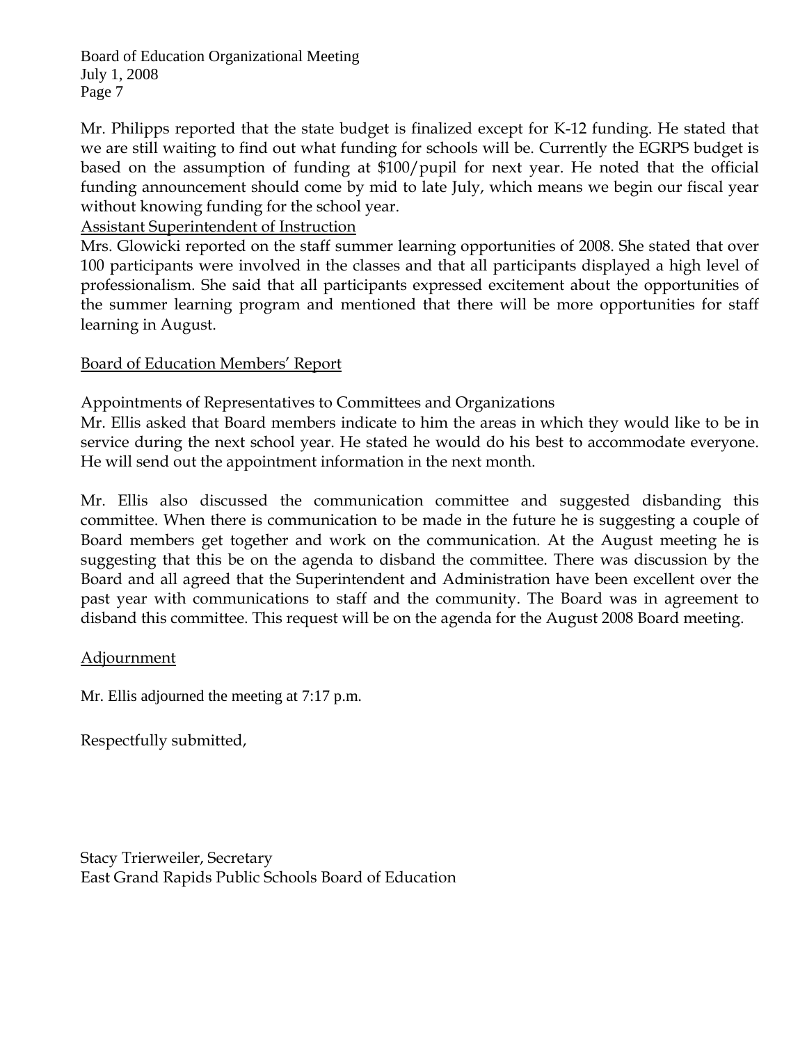Mr. Philipps reported that the state budget is finalized except for K-12 funding. He stated that we are still waiting to find out what funding for schools will be. Currently the EGRPS budget is based on the assumption of funding at $100/pupil for next year. He noted that the official funding announcement should come by mid to late July, which means we begin our fiscal year without knowing funding for the school year.

Assistant Superintendent of Instruction

Mrs. Glowicki reported on the staff summer learning opportunities of 2008. She stated that over 100 participants were involved in the classes and that all participants displayed a high level of professionalism. She said that all participants expressed excitement about the opportunities of the summer learning program and mentioned that there will be more opportunities for staff learning in August.

## Board of Education Members' Report

Appointments of Representatives to Committees and Organizations

Mr. Ellis asked that Board members indicate to him the areas in which they would like to be in service during the next school year. He stated he would do his best to accommodate everyone. He will send out the appointment information in the next month.

Mr. Ellis also discussed the communication committee and suggested disbanding this committee. When there is communication to be made in the future he is suggesting a couple of Board members get together and work on the communication. At the August meeting he is suggesting that this be on the agenda to disband the committee. There was discussion by the Board and all agreed that the Superintendent and Administration have been excellent over the past year with communications to staff and the community. The Board was in agreement to disband this committee. This request will be on the agenda for the August 2008 Board meeting.

## Adjournment

Mr. Ellis adjourned the meeting at 7:17 p.m.

Respectfully submitted,

Stacy Trierweiler, Secretary
East Grand Rapids Public Schools Board of Education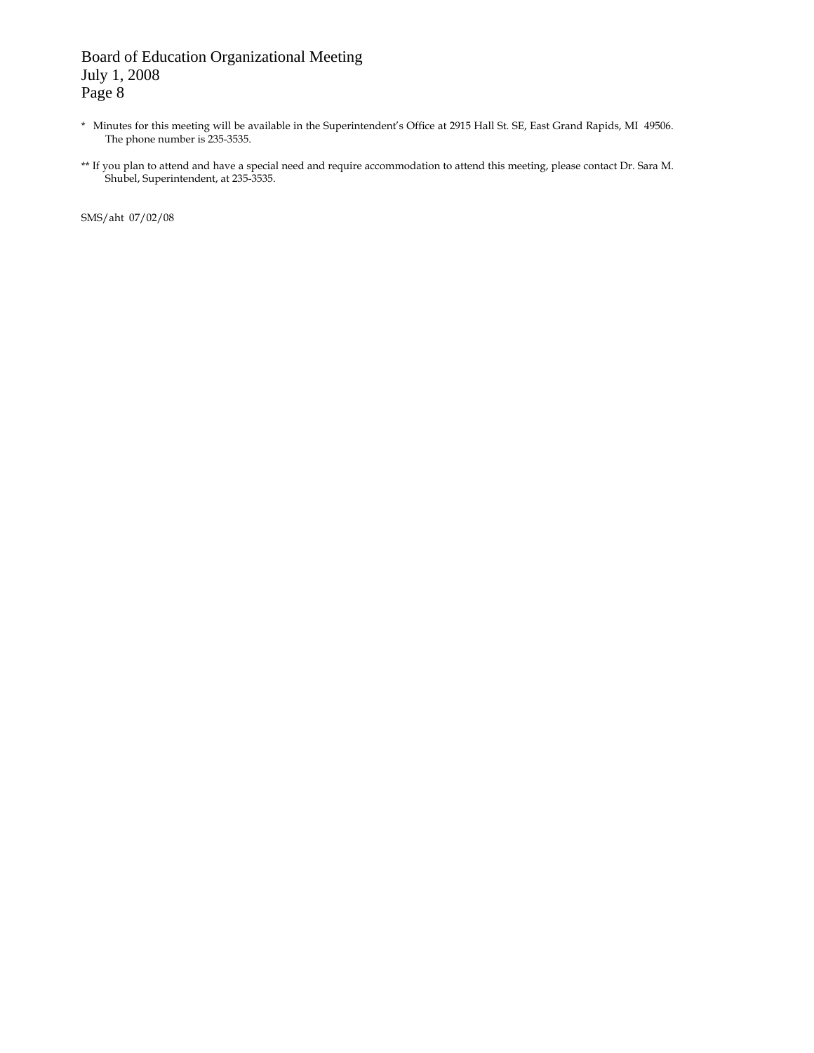\* Minutes for this meeting will be available in the Superintendent's Office at 2915 Hall St. SE, East Grand Rapids, MI 49506. The phone number is 235-3535.

\** If you plan to attend and have a special need and require accommodation to attend this meeting, please contact Dr. Sara M. Shubel, Superintendent, at 235-3535.

SMS/aht 07/02/08